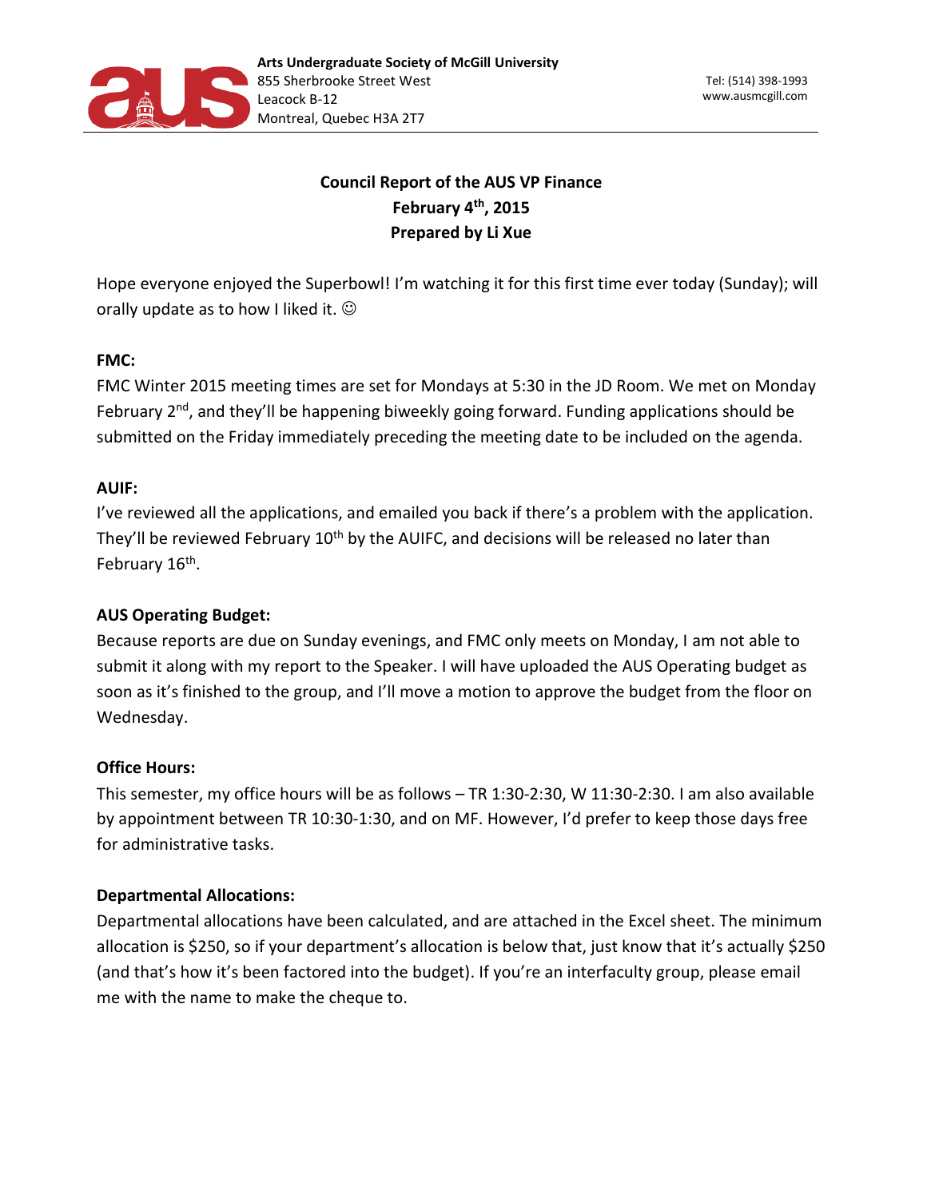Arts Undergraduate Society of McGill University
855 Sherbrooke Street West
Leacock B-12
Montreal, Quebec H3A 2T7

Tel: (514) 398-1993
www.ausmcgill.com

**Council Report of the AUS VP Finance**
**February 4th, 2015**
**Prepared by Li Xue**

Hope everyone enjoyed the Superbowl! I'm watching it for this first time ever today (Sunday); will orally update as to how I liked it. ☺

**FMC:**

FMC Winter 2015 meeting times are set for Mondays at 5:30 in the JD Room. We met on Monday February 2nd, and they'll be happening biweekly going forward. Funding applications should be submitted on the Friday immediately preceding the meeting date to be included on the agenda.

**AUIF:**

I've reviewed all the applications, and emailed you back if there's a problem with the application. They'll be reviewed February 10th by the AUIFC, and decisions will be released no later than February 16th.

**AUS Operating Budget:**

Because reports are due on Sunday evenings, and FMC only meets on Monday, I am not able to submit it along with my report to the Speaker. I will have uploaded the AUS Operating budget as soon as it's finished to the group, and I'll move a motion to approve the budget from the floor on Wednesday.

**Office Hours:**

This semester, my office hours will be as follows – TR 1:30-2:30, W 11:30-2:30. I am also available by appointment between TR 10:30-1:30, and on MF. However, I'd prefer to keep those days free for administrative tasks.

**Departmental Allocations:**

Departmental allocations have been calculated, and are attached in the Excel sheet. The minimum allocation is $250, so if your department's allocation is below that, just know that it's actually $250 (and that's how it's been factored into the budget). If you're an interfaculty group, please email me with the name to make the cheque to.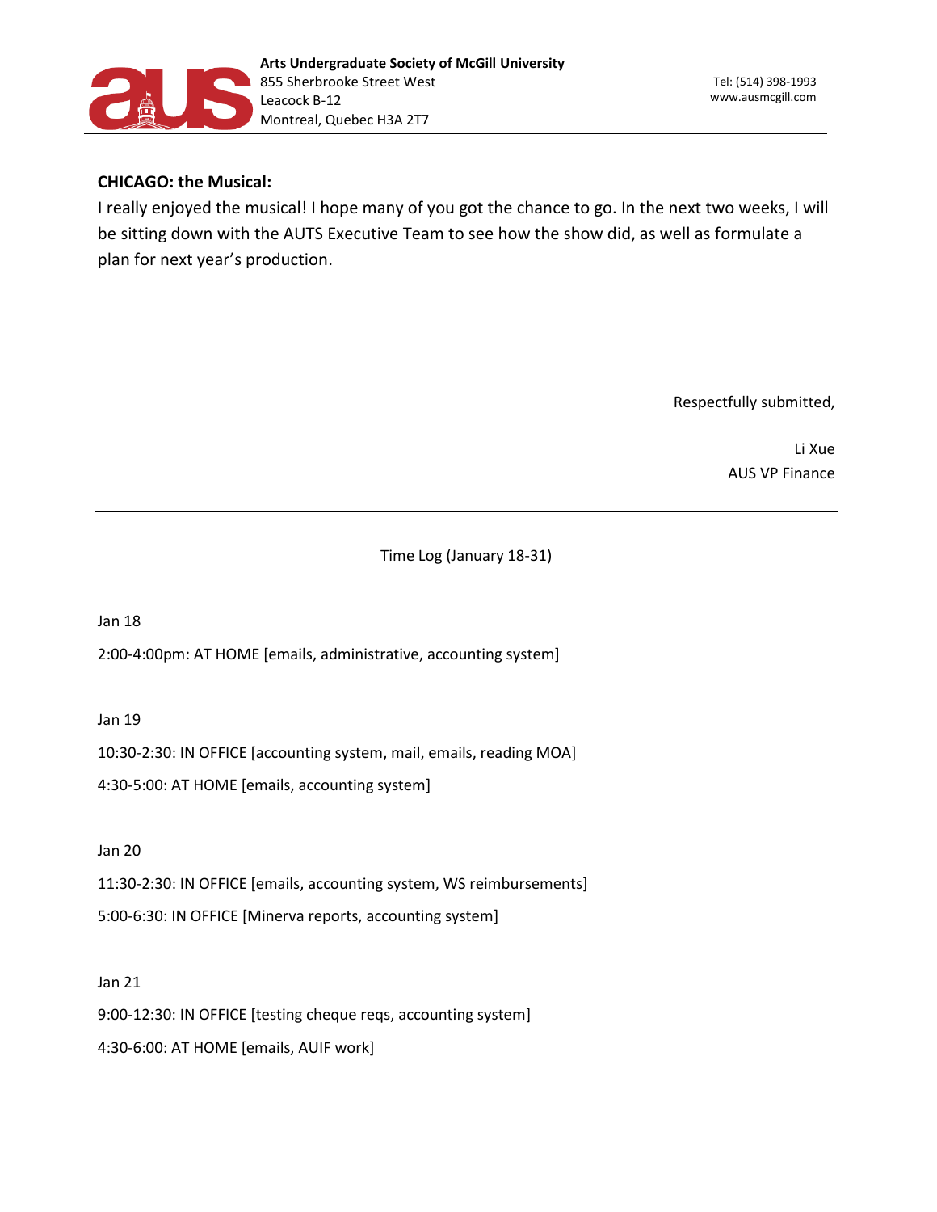**CHICAGO: the Musical:**

I really enjoyed the musical! I hope many of you got the chance to go. In the next two weeks, I will be sitting down with the AUTS Executive Team to see how the show did, as well as formulate a plan for next year's production.

Respectfully submitted,

Li Xue
AUS VP Finance

---

Time Log (January 18-31)

Jan 18

2:00-4:00pm: AT HOME [emails, administrative, accounting system]

Jan 19

10:30-2:30: IN OFFICE [accounting system, mail, emails, reading MOA]

4:30-5:00: AT HOME [emails, accounting system]

Jan 20

11:30-2:30: IN OFFICE [emails, accounting system, WS reimbursements]

5:00-6:30: IN OFFICE [Minerva reports, accounting system]

Jan 21

9:00-12:30: IN OFFICE [testing cheque reqs, accounting system]

4:30-6:00: AT HOME [emails, AUIF work]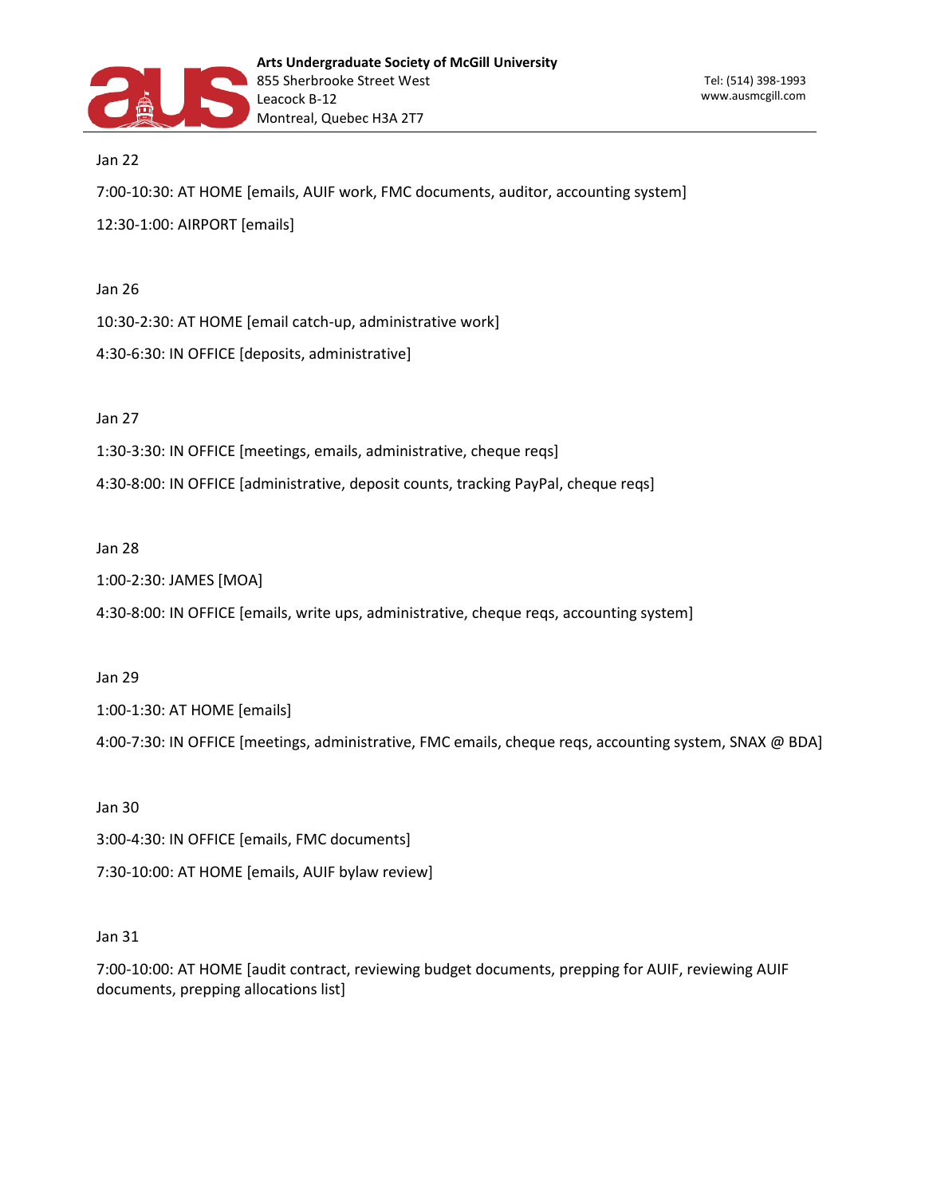Jan 22

7:00-10:30: AT HOME [emails, AUIF work, FMC documents, auditor, accounting system]

12:30-1:00: AIRPORT [emails]

Jan 26

10:30-2:30: AT HOME [email catch-up, administrative work]

4:30-6:30: IN OFFICE [deposits, administrative]

Jan 27

1:30-3:30: IN OFFICE [meetings, emails, administrative, cheque reqs]

4:30-8:00: IN OFFICE [administrative, deposit counts, tracking PayPal, cheque reqs]

Jan 28

1:00-2:30: JAMES [MOA]

4:30-8:00: IN OFFICE [emails, write ups, administrative, cheque reqs, accounting system]

Jan 29

1:00-1:30: AT HOME [emails]

4:00-7:30: IN OFFICE [meetings, administrative, FMC emails, cheque reqs, accounting system, SNAX @ BDA]

Jan 30

3:00-4:30: IN OFFICE [emails, FMC documents]

7:30-10:00: AT HOME [emails, AUIF bylaw review]

Jan 31

7:00-10:00: AT HOME [audit contract, reviewing budget documents, prepping for AUIF, reviewing AUIF documents, prepping allocations list]